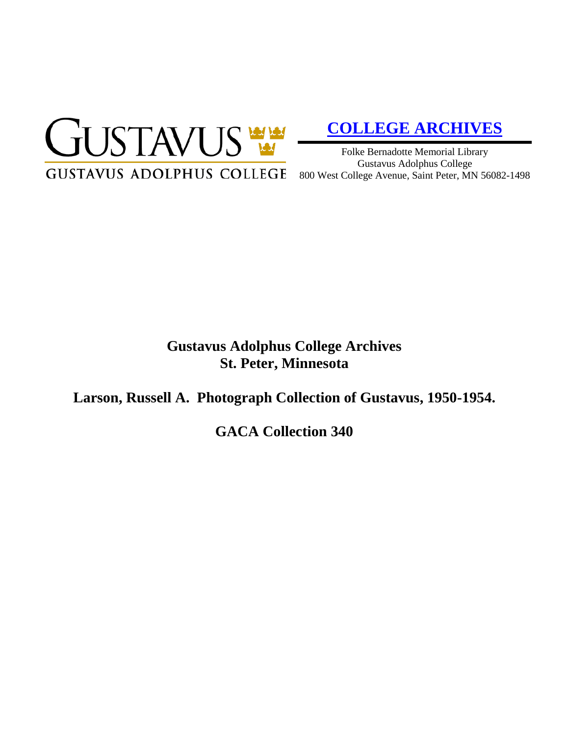GUSTAVUS

GUSTAVUS ADOLPHUS COLLEGE

**COLLEGE ARCHIVES**

Folke Bernadotte Memorial Library
Gustavus Adolphus College
800 West College Avenue, Saint Peter, MN 56082-1498

# Gustavus Adolphus College Archives
# St. Peter, Minnesota

## Larson, Russell A. Photograph Collection of Gustavus, 1950-1954.

## GACA Collection 340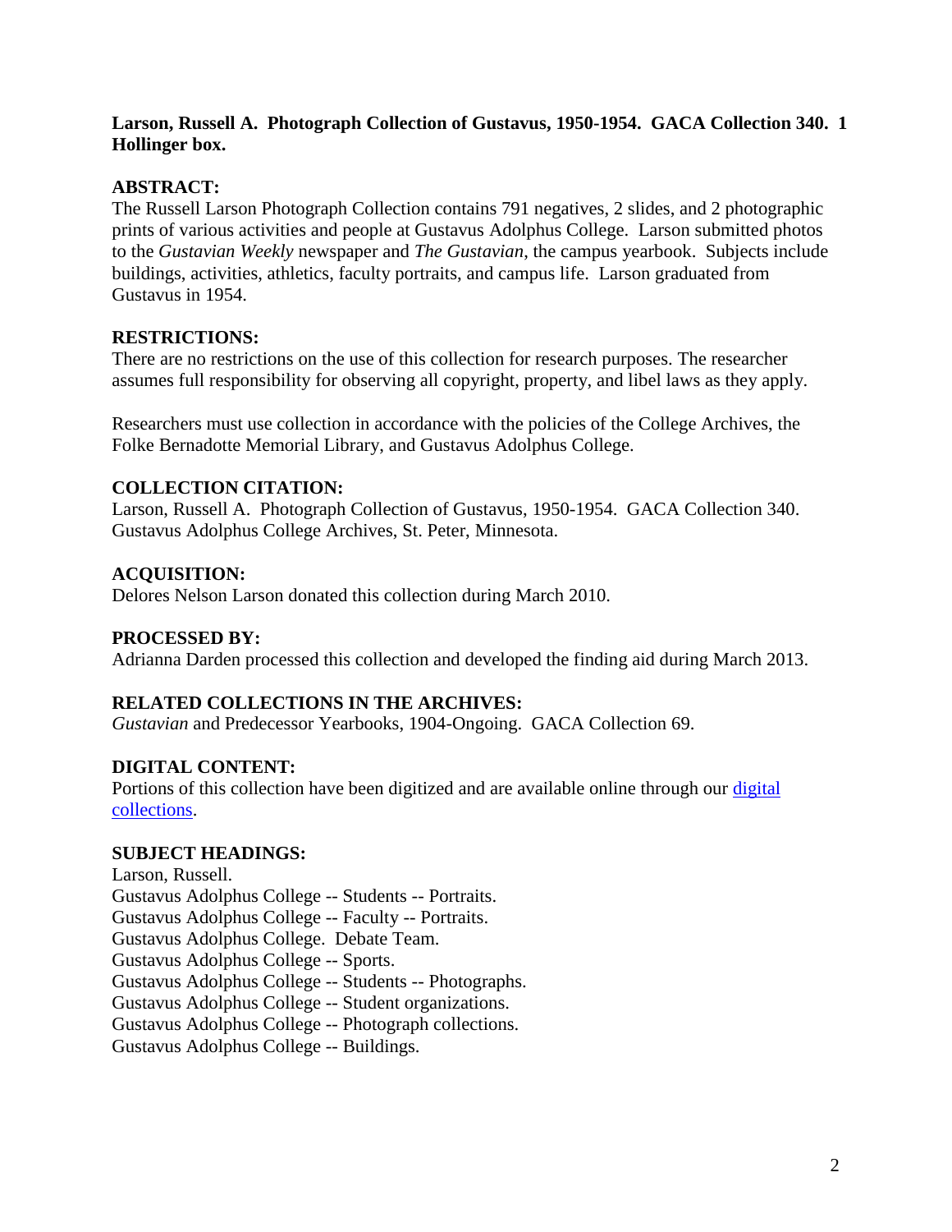**Larson, Russell A. Photograph Collection of Gustavus, 1950-1954. GACA Collection 340. 1 Hollinger box.**

## ABSTRACT:

The Russell Larson Photograph Collection contains 791 negatives, 2 slides, and 2 photographic prints of various activities and people at Gustavus Adolphus College. Larson submitted photos to the *Gustavian Weekly* newspaper and *The Gustavian*, the campus yearbook. Subjects include buildings, activities, athletics, faculty portraits, and campus life. Larson graduated from Gustavus in 1954.

## RESTRICTIONS:

There are no restrictions on the use of this collection for research purposes. The researcher assumes full responsibility for observing all copyright, property, and libel laws as they apply.

Researchers must use collection in accordance with the policies of the College Archives, the Folke Bernadotte Memorial Library, and Gustavus Adolphus College.

## COLLECTION CITATION:

Larson, Russell A. Photograph Collection of Gustavus, 1950-1954. GACA Collection 340. Gustavus Adolphus College Archives, St. Peter, Minnesota.

## ACQUISITION:

Delores Nelson Larson donated this collection during March 2010.

## PROCESSED BY:

Adrianna Darden processed this collection and developed the finding aid during March 2013.

## RELATED COLLECTIONS IN THE ARCHIVES:

*Gustavian* and Predecessor Yearbooks, 1904-Ongoing. GACA Collection 69.

## DIGITAL CONTENT:

Portions of this collection have been digitized and are available online through our digital collections.

## SUBJECT HEADINGS:

Larson, Russell.
Gustavus Adolphus College -- Students -- Portraits.
Gustavus Adolphus College -- Faculty -- Portraits.
Gustavus Adolphus College. Debate Team.
Gustavus Adolphus College -- Sports.
Gustavus Adolphus College -- Students -- Photographs.
Gustavus Adolphus College -- Student organizations.
Gustavus Adolphus College -- Photograph collections.
Gustavus Adolphus College -- Buildings.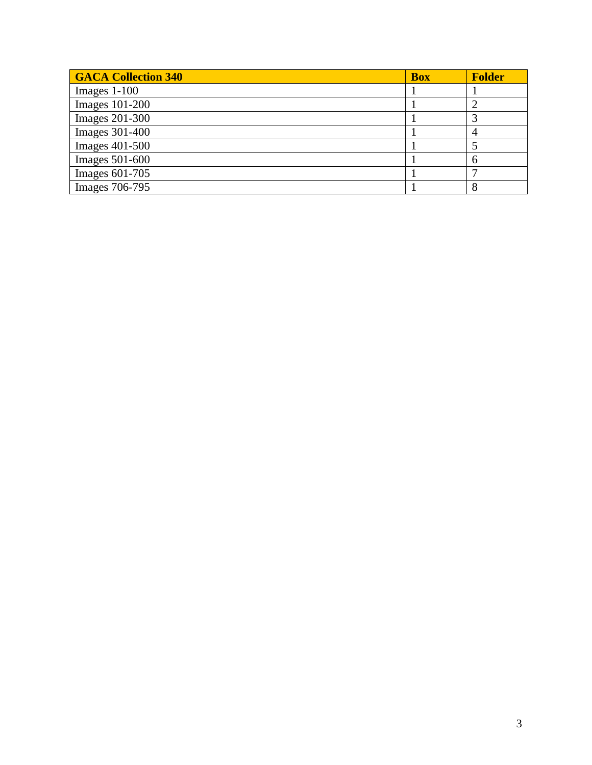| **GACA Collection 340** | **Box** | **Folder** |
| --- | --- | --- |
| Images 1-100 | 1 | 1 |
| Images 101-200 | 1 | 2 |
| Images 201-300 | 1 | 3 |
| Images 301-400 | 1 | 4 |
| Images 401-500 | 1 | 5 |
| Images 501-600 | 1 | 6 |
| Images 601-705 | 1 | 7 |
| Images 706-795 | 1 | 8 |